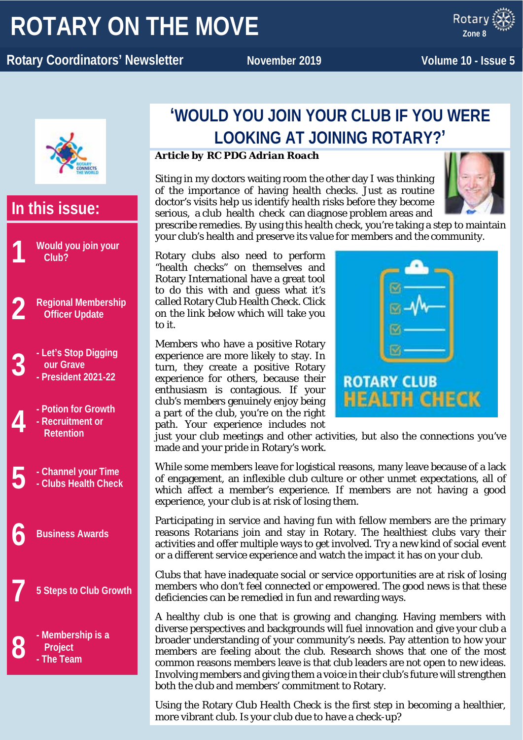# ROTARY ON THE MOVE

**Rotary Coordinators' Newsletter** | **November 2019** | **Volume 10 - Issue 5**

## In this issue:

1. Would you join your Club?
2. Regional Membership Officer Update
3. - Let's Stop Digging our Grave
   - President 2021-22
4. - Potion for Growth
   - Recruitment or Retention
5. - Channel your Time
   - Clubs Health Check
6. Business Awards
7. 5 Steps to Club Growth
8. - Membership is a Project
   - The Team

## 'WOULD YOU JOIN YOUR CLUB IF YOU WERE LOOKING AT JOINING ROTARY?'

***Article by RC PDG Adrian Roach***

Siting in my doctors waiting room the other day I was thinking of the importance of having health checks. Just as routine doctor's visits help us identify health risks before they become serious, a club health check can diagnose problem areas and prescribe remedies. By using this health check, you're taking a step to maintain your club's health and preserve its value for members and the community.

Rotary clubs also need to perform "health checks" on themselves and Rotary International have a great tool to do this with and guess what it's called Rotary Club Health Check. Click on the link below which will take you to it.

Members who have a positive Rotary experience are more likely to stay. In turn, they create a positive Rotary experience for others, because their enthusiasm is contagious. If your club's members genuinely enjoy being a part of the club, you're on the right path. Your experience includes not just your club meetings and other activities, but also the connections you've made and your pride in Rotary's work.

While some members leave for logistical reasons, many leave because of a lack of engagement, an inflexible club culture or other unmet expectations, all of which affect a member's experience. If members are not having a good experience, your club is at risk of losing them.

Participating in service and having fun with fellow members are the primary reasons Rotarians join and stay in Rotary. The healthiest clubs vary their activities and offer multiple ways to get involved. Try a new kind of social event or a different service experience and watch the impact it has on your club.

Clubs that have inadequate social or service opportunities are at risk of losing members who don't feel connected or empowered. The good news is that these deficiencies can be remedied in fun and rewarding ways.

A healthy club is one that is growing and changing. Having members with diverse perspectives and backgrounds will fuel innovation and give your club a broader understanding of your community's needs. Pay attention to how your members are feeling about the club. Research shows that one of the most common reasons members leave is that club leaders are not open to new ideas. Involving members and giving them a voice in their club's future will strengthen both the club and members' commitment to Rotary.

Using the Rotary Club Health Check is the first step in becoming a healthier, more vibrant club. Is your club due to have a check-up?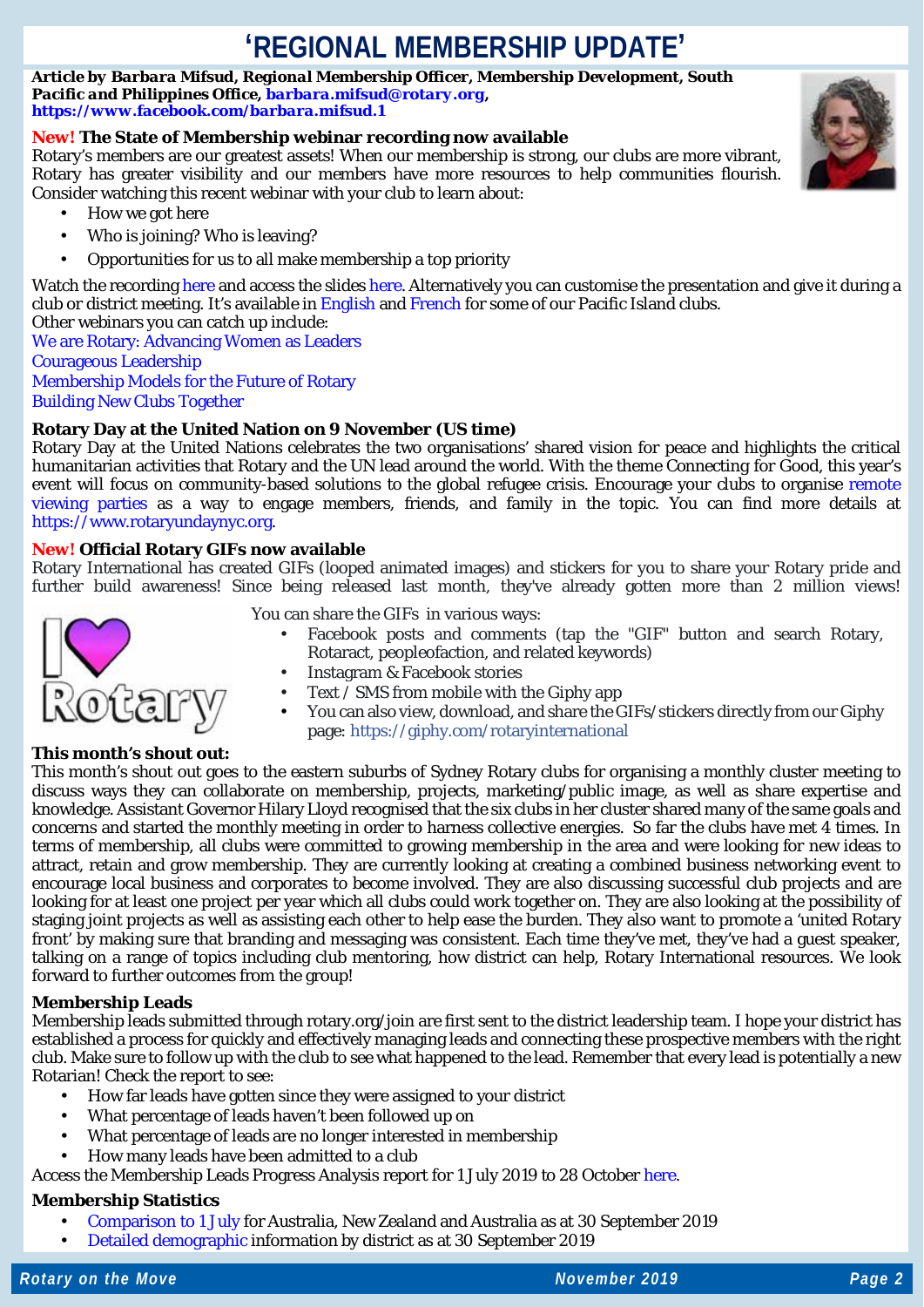# 'REGIONAL MEMBERSHIP UPDATE'

**Article by *Barbara Mifsud*, Regional Membership Officer, Membership Development, South Pacific and Philippines Office, barbara.mifsud@rotary.org, https://www.facebook.com/barbara.mifsud.1**

### New! The State of Membership webinar recording now available

Rotary's members are our greatest assets! When our membership is strong, our clubs are more vibrant, Rotary has greater visibility and our members have more resources to help communities flourish. Consider watching this recent webinar with your club to learn about:

- How we got here
- Who is joining? Who is leaving?
- Opportunities for us to all make membership a top priority

Watch the recording here and access the slides here. Alternatively you can customise the presentation and give it during a club or district meeting. It's available in English and French for some of our Pacific Island clubs.

Other webinars you can catch up include:

We are Rotary: Advancing Women as Leaders
Courageous Leadership
Membership Models for the Future of Rotary
Building New Clubs Together

### Rotary Day at the United Nation on 9 November (US time)

Rotary Day at the United Nations celebrates the two organisations' shared vision for peace and highlights the critical humanitarian activities that Rotary and the UN lead around the world. With the theme Connecting for Good, this year's event will focus on community-based solutions to the global refugee crisis. Encourage your clubs to organise remote viewing parties as a way to engage members, friends, and family in the topic. You can find more details at https://www.rotaryundaynyc.org.

### New! Official Rotary GIFs now available

Rotary International has created GIFs (looped animated images) and stickers for you to share your Rotary pride and further build awareness! Since being released last month, they've already gotten more than 2 million views!

You can share the GIFs in various ways:

- Facebook posts and comments (tap the "GIF" button and search Rotary, Rotaract, peopleofaction, and related keywords)
- Instagram & Facebook stories
- Text / SMS from mobile with the Giphy app
- You can also view, download, and share the GIFs/stickers directly from our Giphy page: https://giphy.com/rotaryinternational

### This month's shout out:

This month's shout out goes to the eastern suburbs of Sydney Rotary clubs for organising a monthly cluster meeting to discuss ways they can collaborate on membership, projects, marketing/public image, as well as share expertise and knowledge. Assistant Governor Hilary Lloyd recognised that the six clubs in her cluster shared many of the same goals and concerns and started the monthly meeting in order to harness collective energies. So far the clubs have met 4 times. In terms of membership, all clubs were committed to growing membership in the area and were looking for new ideas to attract, retain and grow membership. They are currently looking at creating a combined business networking event to encourage local business and corporates to become involved. They are also discussing successful club projects and are looking for at least one project per year which all clubs could work together on. They are also looking at the possibility of staging joint projects as well as assisting each other to help ease the burden. They also want to promote a 'united Rotary front' by making sure that branding and messaging was consistent. Each time they've met, they've had a guest speaker, talking on a range of topics including club mentoring, how district can help, Rotary International resources. We look forward to further outcomes from the group!

### Membership Leads

Membership leads submitted through rotary.org/join are first sent to the district leadership team. I hope your district has established a process for quickly and effectively managing leads and connecting these prospective members with the right club. Make sure to follow up with the club to see what happened to the lead. Remember that every lead is potentially a new Rotarian! Check the report to see:

- How far leads have gotten since they were assigned to your district
- What percentage of leads haven't been followed up on
- What percentage of leads are no longer interested in membership
- How many leads have been admitted to a club

Access the Membership Leads Progress Analysis report for 1 July 2019 to 28 October here.

### Membership Statistics

- Comparison to 1 July for Australia, New Zealand and Australia as at 30 September 2019
- Detailed demographic information by district as at 30 September 2019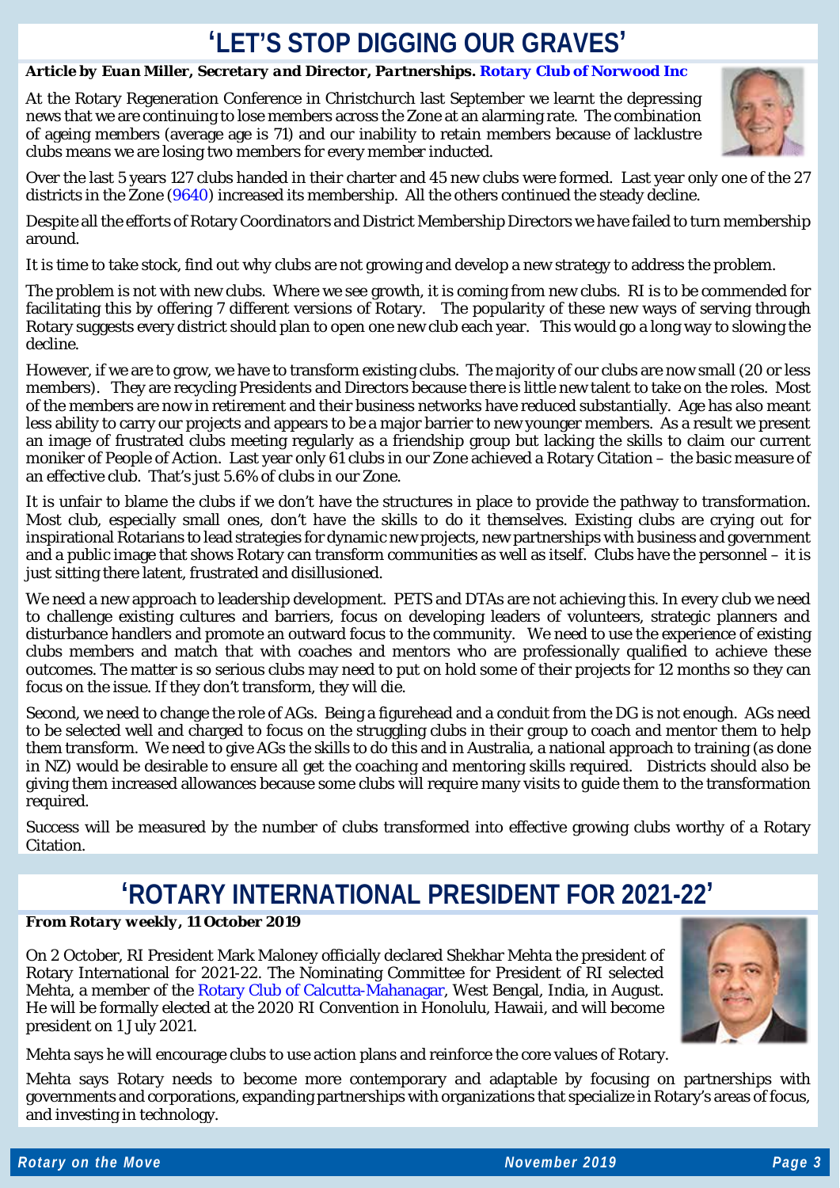# 'LET'S STOP DIGGING OUR GRAVES'

***Article by Euan Miller, Secretary and Director, Partnerships. Rotary Club of Norwood Inc***

At the Rotary Regeneration Conference in Christchurch last September we learnt the depressing news that we are continuing to lose members across the Zone at an alarming rate. The combination of ageing members (average age is 71) and our inability to retain members because of lacklustre clubs means we are losing two members for every member inducted.

Over the last 5 years 127 clubs handed in their charter and 45 new clubs were formed. Last year only one of the 27 districts in the Zone (9640) increased its membership. All the others continued the steady decline.

Despite all the efforts of Rotary Coordinators and District Membership Directors we have failed to turn membership around.

It is time to take stock, find out why clubs are not growing and develop a new strategy to address the problem.

The problem is not with new clubs. Where we see growth, it is coming from new clubs. RI is to be commended for facilitating this by offering 7 different versions of Rotary. The popularity of these new ways of serving through Rotary suggests every district should plan to open one new club each year. This would go a long way to slowing the decline.

However, if we are to grow, we have to transform existing clubs. The majority of our clubs are now small (20 or less members). They are recycling Presidents and Directors because there is little new talent to take on the roles. Most of the members are now in retirement and their business networks have reduced substantially. Age has also meant less ability to carry our projects and appears to be a major barrier to new younger members. As a result we present an image of frustrated clubs meeting regularly as a friendship group but lacking the skills to claim our current moniker of People of Action. Last year only 61 clubs in our Zone achieved a Rotary Citation – the basic measure of an effective club. That's just 5.6% of clubs in our Zone.

It is unfair to blame the clubs if we don't have the structures in place to provide the pathway to transformation. Most club, especially small ones, don't have the skills to do it themselves. Existing clubs are crying out for inspirational Rotarians to lead strategies for dynamic new projects, new partnerships with business and government and a public image that shows Rotary can transform communities as well as itself. Clubs have the personnel – it is just sitting there latent, frustrated and disillusioned.

We need a new approach to leadership development. PETS and DTAs are not achieving this. In every club we need to challenge existing cultures and barriers, focus on developing leaders of volunteers, strategic planners and disturbance handlers and promote an outward focus to the community. We need to use the experience of existing clubs members and match that with coaches and mentors who are professionally qualified to achieve these outcomes. The matter is so serious clubs may need to put on hold some of their projects for 12 months so they can focus on the issue. If they don't transform, they will die.

Second, we need to change the role of AGs. Being a figurehead and a conduit from the DG is not enough. AGs need to be selected well and charged to focus on the struggling clubs in their group to coach and mentor them to help them transform. We need to give AGs the skills to do this and in Australia, a national approach to training (as done in NZ) would be desirable to ensure all get the coaching and mentoring skills required. Districts should also be giving them increased allowances because some clubs will require many visits to guide them to the transformation required.

Success will be measured by the number of clubs transformed into effective growing clubs worthy of a Rotary Citation.

# 'ROTARY INTERNATIONAL PRESIDENT FOR 2021-22'

***From Rotary weekly, 11 October 2019***

On 2 October, RI President Mark Maloney officially declared Shekhar Mehta the president of Rotary International for 2021-22. The Nominating Committee for President of RI selected Mehta, a member of the Rotary Club of Calcutta-Mahanagar, West Bengal, India, in August. He will be formally elected at the 2020 RI Convention in Honolulu, Hawaii, and will become president on 1 July 2021.

Mehta says he will encourage clubs to use action plans and reinforce the core values of Rotary.

Mehta says Rotary needs to become more contemporary and adaptable by focusing on partnerships with governments and corporations, expanding partnerships with organizations that specialize in Rotary's areas of focus, and investing in technology.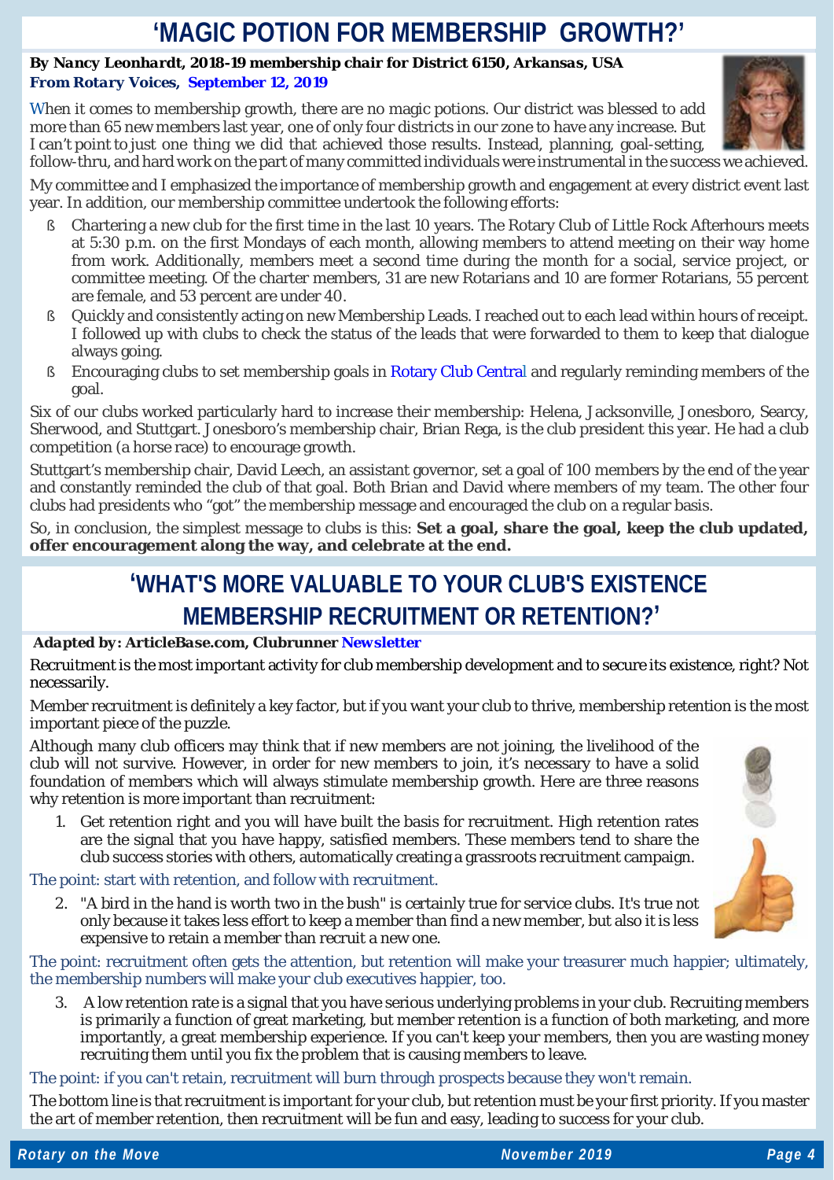# 'MAGIC POTION FOR MEMBERSHIP GROWTH?'

***By Nancy Leonhardt, 2018-19 membership chair for District 6150, Arkansas, USA***
***From Rotary Voices, September 12, 2019***

When it comes to membership growth, there are no magic potions. Our district was blessed to add more than 65 new members last year, one of only four districts in our zone to have any increase. But I can't point to just one thing we did that achieved those results. Instead, planning, goal-setting, follow-thru, and hard work on the part of many committed individuals were instrumental in the success we achieved.

My committee and I emphasized the importance of membership growth and engagement at every district event last year. In addition, our membership committee undertook the following efforts:

- Chartering a new club for the first time in the last 10 years. The Rotary Club of Little Rock Afterhours meets at 5:30 p.m. on the first Mondays of each month, allowing members to attend meeting on their way home from work. Additionally, members meet a second time during the month for a social, service project, or committee meeting. Of the charter members, 31 are new Rotarians and 10 are former Rotarians, 55 percent are female, and 53 percent are under 40.
- Quickly and consistently acting on new Membership Leads. I reached out to each lead within hours of receipt. I followed up with clubs to check the status of the leads that were forwarded to them to keep that dialogue always going.
- Encouraging clubs to set membership goals in Rotary Club Central and regularly reminding members of the goal.

Six of our clubs worked particularly hard to increase their membership: Helena, Jacksonville, Jonesboro, Searcy, Sherwood, and Stuttgart. Jonesboro's membership chair, Brian Rega, is the club president this year. He had a club competition (a horse race) to encourage growth.

Stuttgart's membership chair, David Leech, an assistant governor, set a goal of 100 members by the end of the year and constantly reminded the club of that goal. Both Brian and David where members of my team. The other four clubs had presidents who "got" the membership message and encouraged the club on a regular basis.

So, in conclusion, the simplest message to clubs is this: **Set a goal, share the goal, keep the club updated, offer encouragement along the way, and celebrate at the end.**

# 'WHAT'S MORE VALUABLE TO YOUR CLUB'S EXISTENCE MEMBERSHIP RECRUITMENT OR RETENTION?'

***Adapted by: ArticleBase.com, Clubrunner Newsletter***

Recruitment is the most important activity for club membership development and to secure its existence, right? Not necessarily.

Member recruitment is definitely a key factor, but if you want your club to thrive, membership retention is the most important piece of the puzzle.

Although many club officers may think that if new members are not joining, the livelihood of the club will not survive. However, in order for new members to join, it's necessary to have a solid foundation of members which will always stimulate membership growth. Here are three reasons why retention is more important than recruitment:

1. Get retention right and you will have built the basis for recruitment. High retention rates are the signal that you have happy, satisfied members. These members tend to share the club success stories with others, automatically creating a grassroots recruitment campaign.

The point: start with retention, and follow with recruitment.

2. "A bird in the hand is worth two in the bush" is certainly true for service clubs. It's true not only because it takes less effort to keep a member than find a new member, but also it is less expensive to retain a member than recruit a new one.

The point: recruitment often gets the attention, but retention will make your treasurer much happier; ultimately, the membership numbers will make your club executives happier, too.

3. A low retention rate is a signal that you have serious underlying problems in your club. Recruiting members is primarily a function of great marketing, but member retention is a function of both marketing, and more importantly, a great membership experience. If you can't keep your members, then you are wasting money recruiting them until you fix the problem that is causing members to leave.

The point: if you can't retain, recruitment will burn through prospects because they won't remain.

The bottom line is that recruitment is important for your club, but retention must be your first priority. If you master the art of member retention, then recruitment will be fun and easy, leading to success for your club.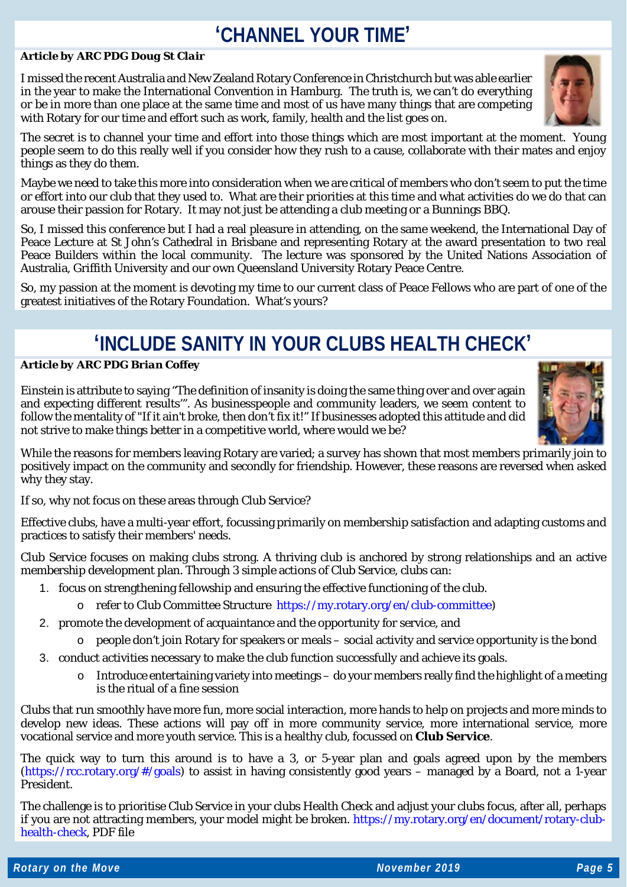# 'CHANNEL YOUR TIME'

***Article by ARC PDG Doug St Clair***

I missed the recent Australia and New Zealand Rotary Conference in Christchurch but was able earlier in the year to make the International Convention in Hamburg. The truth is, we can't do everything or be in more than one place at the same time and most of us have many things that are competing with Rotary for our time and effort such as work, family, health and the list goes on.

The secret is to channel your time and effort into those things which are most important at the moment. Young people seem to do this really well if you consider how they rush to a cause, collaborate with their mates and enjoy things as they do them.

Maybe we need to take this more into consideration when we are critical of members who don't seem to put the time or effort into our club that they used to. What are their priorities at this time and what activities do we do that can arouse their passion for Rotary. It may not just be attending a club meeting or a Bunnings BBQ.

So, I missed this conference but I had a real pleasure in attending, on the same weekend, the International Day of Peace Lecture at St John's Cathedral in Brisbane and representing Rotary at the award presentation to two real Peace Builders within the local community. The lecture was sponsored by the United Nations Association of Australia, Griffith University and our own Queensland University Rotary Peace Centre.

So, my passion at the moment is devoting my time to our current class of Peace Fellows who are part of one of the greatest initiatives of the Rotary Foundation. What's yours?

# 'INCLUDE SANITY IN YOUR CLUBS HEALTH CHECK'

***Article by ARC PDG Brian Coffey***

Einstein is attribute to saying "The definition of insanity is doing the same thing over and over again and expecting different results"'. As businesspeople and community leaders, we seem content to follow the mentality of "If it ain't broke, then don't fix it!" If businesses adopted this attitude and did not strive to make things better in a competitive world, where would we be?

While the reasons for members leaving Rotary are varied; a survey has shown that most members primarily join to positively impact on the community and secondly for friendship. However, these reasons are reversed when asked why they stay.

If so, why not focus on these areas through Club Service?

Effective clubs, have a multi-year effort, focussing primarily on membership satisfaction and adapting customs and practices to satisfy their members' needs.

Club Service focuses on making clubs strong. A thriving club is anchored by strong relationships and an active membership development plan. Through 3 simple actions of Club Service, clubs can:

1. focus on strengthening fellowship and ensuring the effective functioning of the club.
   - refer to Club Committee Structure https://my.rotary.org/en/club-committee)
2. promote the development of acquaintance and the opportunity for service, and
   - people don't join Rotary for speakers or meals – social activity and service opportunity is the bond
3. conduct activities necessary to make the club function successfully and achieve its goals.
   - Introduce entertaining variety into meetings – do your members really find the highlight of a meeting is the ritual of a fine session

Clubs that run smoothly have more fun, more social interaction, more hands to help on projects and more minds to develop new ideas. These actions will pay off in more community service, more international service, more vocational service and more youth service. This is a healthy club, focussed on **Club Service**.

The quick way to turn this around is to have a 3, or 5-year plan and goals agreed upon by the members (https://rcc.rotary.org/#/goals) to assist in having consistently good years – managed by a Board, not a 1-year President.

The challenge is to prioritise Club Service in your clubs Health Check and adjust your clubs focus, after all, perhaps if you are not attracting members, your model might be broken. https://my.rotary.org/en/document/rotary-club-health-check, PDF file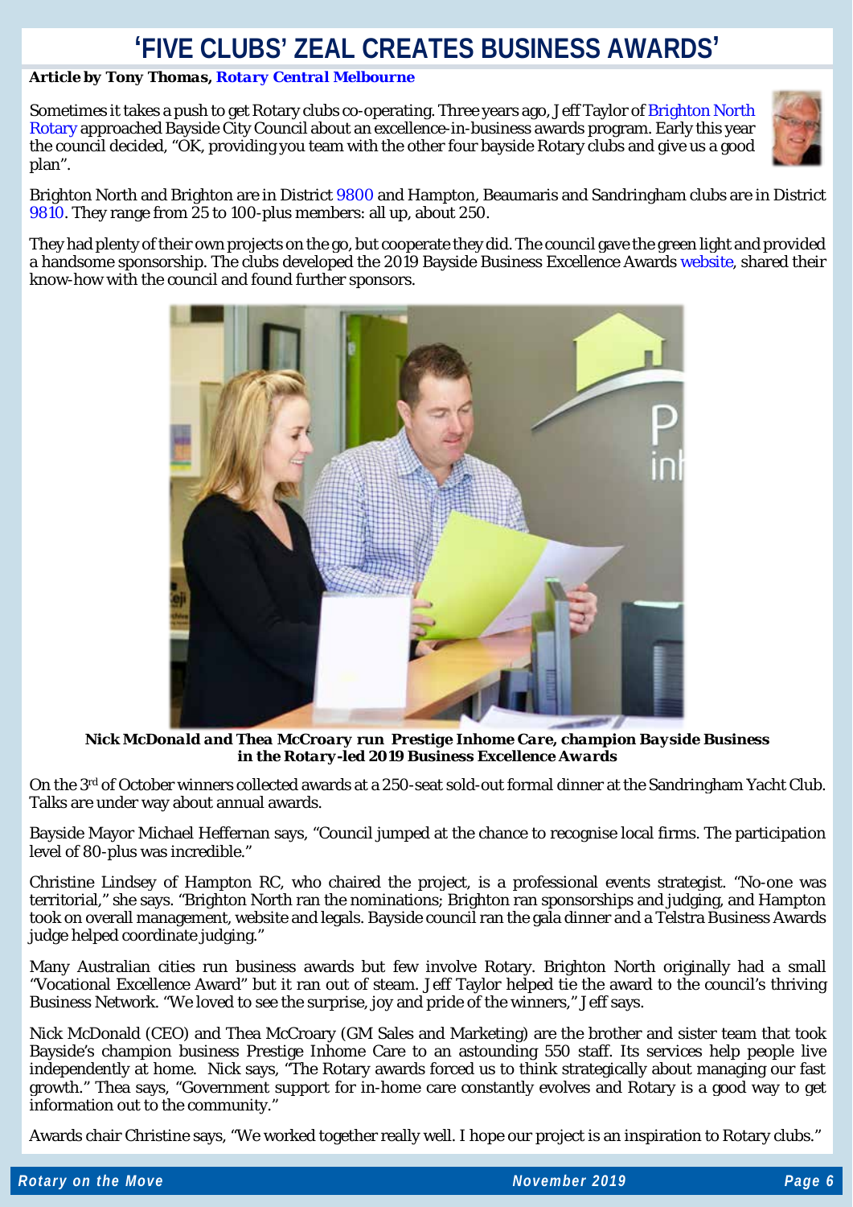# 'FIVE CLUBS' ZEAL CREATES BUSINESS AWARDS'

***Article by Tony Thomas, Rotary Central Melbourne***

Sometimes it takes a push to get Rotary clubs co-operating. Three years ago, Jeff Taylor of Brighton North Rotary approached Bayside City Council about an excellence-in-business awards program. Early this year the council decided, "OK, providing you team with the other four bayside Rotary clubs and give us a good plan".

Brighton North and Brighton are in District 9800 and Hampton, Beaumaris and Sandringham clubs are in District 9810. They range from 25 to 100-plus members: all up, about 250.

They had plenty of their own projects on the go, but cooperate they did. The council gave the green light and provided a handsome sponsorship. The clubs developed the 2019 Bayside Business Excellence Awards website, shared their know-how with the council and found further sponsors.

***Nick McDonald and Thea McCroary run Prestige Inhome Care, champion Bayside Business in the Rotary-led 2019 Business Excellence Awards***

On the 3rd of October winners collected awards at a 250-seat sold-out formal dinner at the Sandringham Yacht Club. Talks are under way about annual awards.

Bayside Mayor Michael Heffernan says, "Council jumped at the chance to recognise local firms. The participation level of 80-plus was incredible."

Christine Lindsey of Hampton RC, who chaired the project, is a professional events strategist. "No-one was territorial," she says. "Brighton North ran the nominations; Brighton ran sponsorships and judging, and Hampton took on overall management, website and legals. Bayside council ran the gala dinner and a Telstra Business Awards judge helped coordinate judging."

Many Australian cities run business awards but few involve Rotary. Brighton North originally had a small "Vocational Excellence Award" but it ran out of steam. Jeff Taylor helped tie the award to the council's thriving Business Network. "We loved to see the surprise, joy and pride of the winners," Jeff says.

Nick McDonald (CEO) and Thea McCroary (GM Sales and Marketing) are the brother and sister team that took Bayside's champion business Prestige Inhome Care to an astounding 550 staff. Its services help people live independently at home. Nick says, "The Rotary awards forced us to think strategically about managing our fast growth." Thea says, "Government support for in-home care constantly evolves and Rotary is a good way to get information out to the community."

Awards chair Christine says, "We worked together really well. I hope our project is an inspiration to Rotary clubs."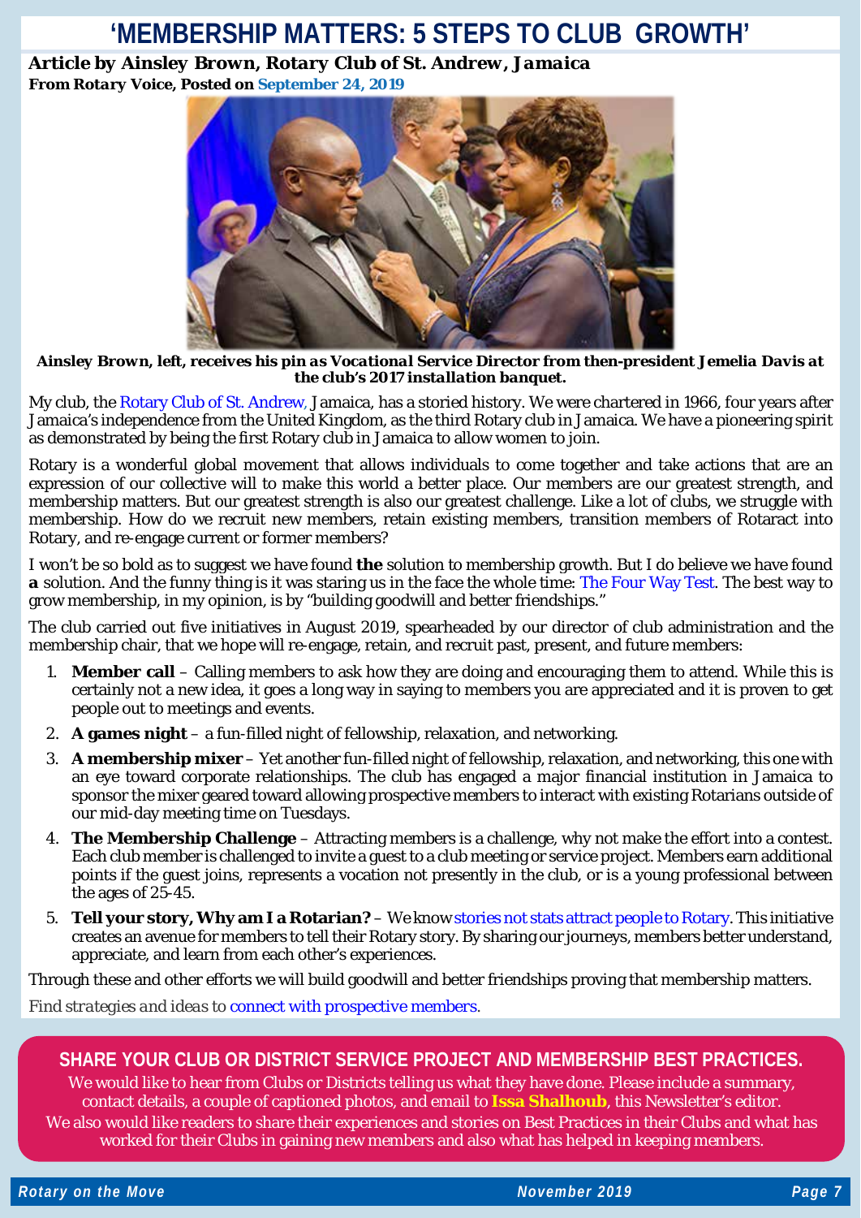# 'MEMBERSHIP MATTERS: 5 STEPS TO CLUB GROWTH'

***Article by Ainsley Brown, Rotary Club of St. Andrew, Jamaica***
***From Rotary Voice, Posted on September 24, 2019***

**Ainsley Brown, left, receives his pin as Vocational Service Director from then-president Jemelia Davis at the club's 2017 installation banquet.**

My club, the Rotary Club of St. Andrew, Jamaica, has a storied history. We were chartered in 1966, four years after Jamaica's independence from the United Kingdom, as the third Rotary club in Jamaica. We have a pioneering spirit as demonstrated by being the first Rotary club in Jamaica to allow women to join.

Rotary is a wonderful global movement that allows individuals to come together and take actions that are an expression of our collective will to make this world a better place. Our members are our greatest strength, and membership matters. But our greatest strength is also our greatest challenge. Like a lot of clubs, we struggle with membership. How do we recruit new members, retain existing members, transition members of Rotaract into Rotary, and re-engage current or former members?

I won't be so bold as to suggest we have found **the** solution to membership growth. But I do believe we have found **a** solution. And the funny thing is it was staring us in the face the whole time: The Four Way Test. The best way to grow membership, in my opinion, is by "building goodwill and better friendships."

The club carried out five initiatives in August 2019, spearheaded by our director of club administration and the membership chair, that we hope will re-engage, retain, and recruit past, present, and future members:

1. **Member call** – Calling members to ask how they are doing and encouraging them to attend. While this is certainly not a new idea, it goes a long way in saying to members you are appreciated and it is proven to get people out to meetings and events.
2. **A games night** – a fun-filled night of fellowship, relaxation, and networking.
3. **A membership mixer** – Yet another fun-filled night of fellowship, relaxation, and networking, this one with an eye toward corporate relationships. The club has engaged a major financial institution in Jamaica to sponsor the mixer geared toward allowing prospective members to interact with existing Rotarians outside of our mid-day meeting time on Tuesdays.
4. **The Membership Challenge** – Attracting members is a challenge, why not make the effort into a contest. Each club member is challenged to invite a guest to a club meeting or service project. Members earn additional points if the guest joins, represents a vocation not presently in the club, or is a young professional between the ages of 25-45.
5. **Tell your story, Why am I a Rotarian?** – We know stories not stats attract people to Rotary. This initiative creates an avenue for members to tell their Rotary story. By sharing our journeys, members better understand, appreciate, and learn from each other's experiences.

Through these and other efforts we will build goodwill and better friendships proving that membership matters.

*Find strategies and ideas to connect with prospective members.*

## SHARE YOUR CLUB OR DISTRICT SERVICE PROJECT AND MEMBERSHIP BEST PRACTICES.

We would like to hear from Clubs or Districts telling us what they have done. Please include a summary, contact details, a couple of captioned photos, and email to **Issa Shalhoub**, this Newsletter's editor. We also would like readers to share their experiences and stories on Best Practices in their Clubs and what has worked for their Clubs in gaining new members and also what has helped in keeping members.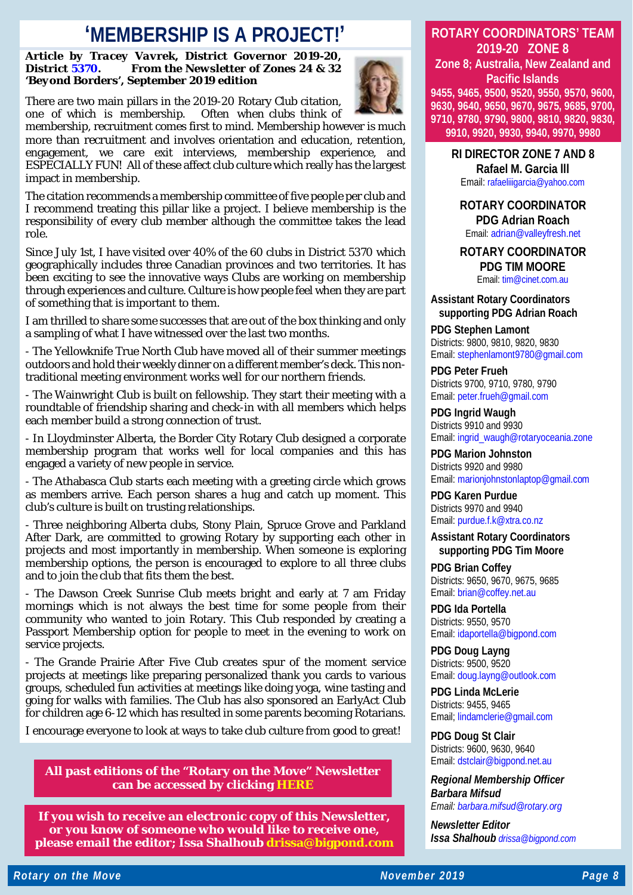# 'MEMBERSHIP IS A PROJECT!'

***Article by Tracey Vavrek, District Governor 2019-20, District 5370. From the Newsletter of Zones 24 & 32 'Beyond Borders', September 2019 edition***

There are two main pillars in the 2019-20 Rotary Club citation, one of which is membership. Often when clubs think of membership, recruitment comes first to mind. Membership however is much more than recruitment and involves orientation and education, retention, engagement, we care exit interviews, membership experience, and ESPECIALLY FUN! All of these affect club culture which really has the largest impact in membership.

The citation recommends a membership committee of five people per club and I recommend treating this pillar like a project. I believe membership is the responsibility of every club member although the committee takes the lead role.

Since July 1st, I have visited over 40% of the 60 clubs in District 5370 which geographically includes three Canadian provinces and two territories. It has been exciting to see the innovative ways Clubs are working on membership through experiences and culture. Culture is how people feel when they are part of something that is important to them.

I am thrilled to share some successes that are out of the box thinking and only a sampling of what I have witnessed over the last two months.

- The Yellowknife True North Club have moved all of their summer meetings outdoors and hold their weekly dinner on a different member's deck. This non-traditional meeting environment works well for our northern friends.
- The Wainwright Club is built on fellowship. They start their meeting with a roundtable of friendship sharing and check-in with all members which helps each member build a strong connection of trust.
- In Lloydminster Alberta, the Border City Rotary Club designed a corporate membership program that works well for local companies and this has engaged a variety of new people in service.
- The Athabasca Club starts each meeting with a greeting circle which grows as members arrive. Each person shares a hug and catch up moment. This club's culture is built on trusting relationships.
- Three neighboring Alberta clubs, Stony Plain, Spruce Grove and Parkland After Dark, are committed to growing Rotary by supporting each other in projects and most importantly in membership. When someone is exploring membership options, the person is encouraged to explore to all three clubs and to join the club that fits them the best.
- The Dawson Creek Sunrise Club meets bright and early at 7 am Friday mornings which is not always the best time for some people from their community who wanted to join Rotary. This Club responded by creating a Passport Membership option for people to meet in the evening to work on service projects.
- The Grande Prairie After Five Club creates spur of the moment service projects at meetings like preparing personalized thank you cards to various groups, scheduled fun activities at meetings like doing yoga, wine tasting and going for walks with families. The Club has also sponsored an EarlyAct Club for children age 6-12 which has resulted in some parents becoming Rotarians.

I encourage everyone to look at ways to take club culture from good to great!

**All past editions of the "Rotary on the Move" Newsletter can be accessed by clicking HERE**

**If you wish to receive an electronic copy of this Newsletter, or you know of someone who would like to receive one, please email the editor; Issa Shalhoub drissa@bigpond.com**

## ROTARY COORDINATORS' TEAM 2019-20 ZONE 8

**Zone 8; Australia, New Zealand and Pacific Islands**

**9455, 9465, 9500, 9520, 9550, 9570, 9600, 9630, 9640, 9650, 9670, 9675, 9685, 9700, 9710, 9780, 9790, 9800, 9810, 9820, 9830, 9910, 9920, 9930, 9940, 9970, 9980**

**RI DIRECTOR ZONE 7 AND 8**
**Rafael M. Garcia lll**
Email: rafaeliiigarcia@yahoo.com

**ROTARY COORDINATOR**
**PDG Adrian Roach**
Email: adrian@valleyfresh.net

**ROTARY COORDINATOR**
**PDG TIM MOORE**
Email: tim@cinet.com.au

**Assistant Rotary Coordinators supporting PDG Adrian Roach**

**PDG Stephen Lamont**
Districts: 9800, 9810, 9820, 9830
Email: stephenlamont9780@gmail.com

**PDG Peter Frueh**
Districts 9700, 9710, 9780, 9790
Email: peter.frueh@gmail.com

**PDG Ingrid Waugh**
Districts 9910 and 9930
Email: ingrid_waugh@rotaryoceania.zone

**PDG Marion Johnston**
Districts 9920 and 9980
Email: marionjohnstonlaptop@gmail.com

**PDG Karen Purdue**
Districts 9970 and 9940
Email: purdue.f.k@xtra.co.nz

**Assistant Rotary Coordinators supporting PDG Tim Moore**

**PDG Brian Coffey**
Districts: 9650, 9670, 9675, 9685
Email: brian@coffey.net.au

**PDG Ida Portella**
Districts: 9550, 9570
Email: idaportella@bigpond.com

**PDG Doug Layng**
Districts: 9500, 9520
Email: doug.layng@outlook.com

**PDG Linda McLerie**
Districts: 9455, 9465
Email; lindamclerie@gmail.com

**PDG Doug St Clair**
Districts: 9600, 9630, 9640
Email: dstclair@bigpond.net.au

***Regional Membership Officer***
***Barbara Mifsud***
*Email: barbara.mifsud@rotary.org*

***Newsletter Editor***
***Issa Shalhoub** drissa@bigpond.com*